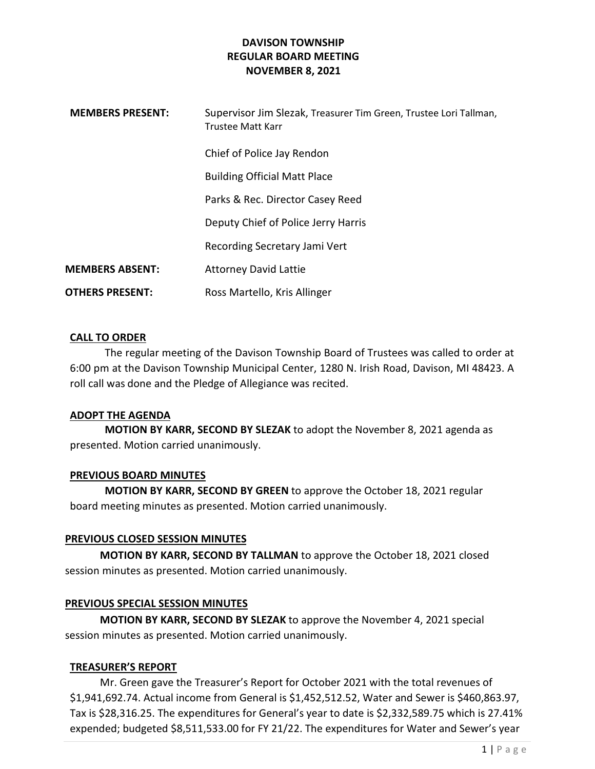# DAVISON TOWNSHIP
## REGULAR BOARD MEETING
## NOVEMBER 8, 2021

| | |
|---|---|
| **MEMBERS PRESENT:** | Supervisor Jim Slezak, Treasurer Tim Green, Trustee Lori Tallman, Trustee Matt Karr |
| | Chief of Police Jay Rendon |
| | Building Official Matt Place |
| | Parks & Rec. Director Casey Reed |
| | Deputy Chief of Police Jerry Harris |
| | Recording Secretary Jami Vert |
| **MEMBERS ABSENT:** | Attorney David Lattie |
| **OTHERS PRESENT:** | Ross Martello, Kris Allinger |

### CALL TO ORDER

The regular meeting of the Davison Township Board of Trustees was called to order at 6:00 pm at the Davison Township Municipal Center, 1280 N. Irish Road, Davison, MI 48423. A roll call was done and the Pledge of Allegiance was recited.

### ADOPT THE AGENDA

**MOTION BY KARR, SECOND BY SLEZAK** to adopt the November 8, 2021 agenda as presented. Motion carried unanimously.

### PREVIOUS BOARD MINUTES

**MOTION BY KARR, SECOND BY GREEN** to approve the October 18, 2021 regular board meeting minutes as presented. Motion carried unanimously.

### PREVIOUS CLOSED SESSION MINUTES

**MOTION BY KARR, SECOND BY TALLMAN** to approve the October 18, 2021 closed session minutes as presented. Motion carried unanimously.

### PREVIOUS SPECIAL SESSION MINUTES

**MOTION BY KARR, SECOND BY SLEZAK** to approve the November 4, 2021 special session minutes as presented. Motion carried unanimously.

### TREASURER'S REPORT

Mr. Green gave the Treasurer's Report for October 2021 with the total revenues of $1,941,692.74. Actual income from General is $1,452,512.52, Water and Sewer is $460,863.97, Tax is $28,316.25. The expenditures for General's year to date is $2,332,589.75 which is 27.41% expended; budgeted $8,511,533.00 for FY 21/22. The expenditures for Water and Sewer's year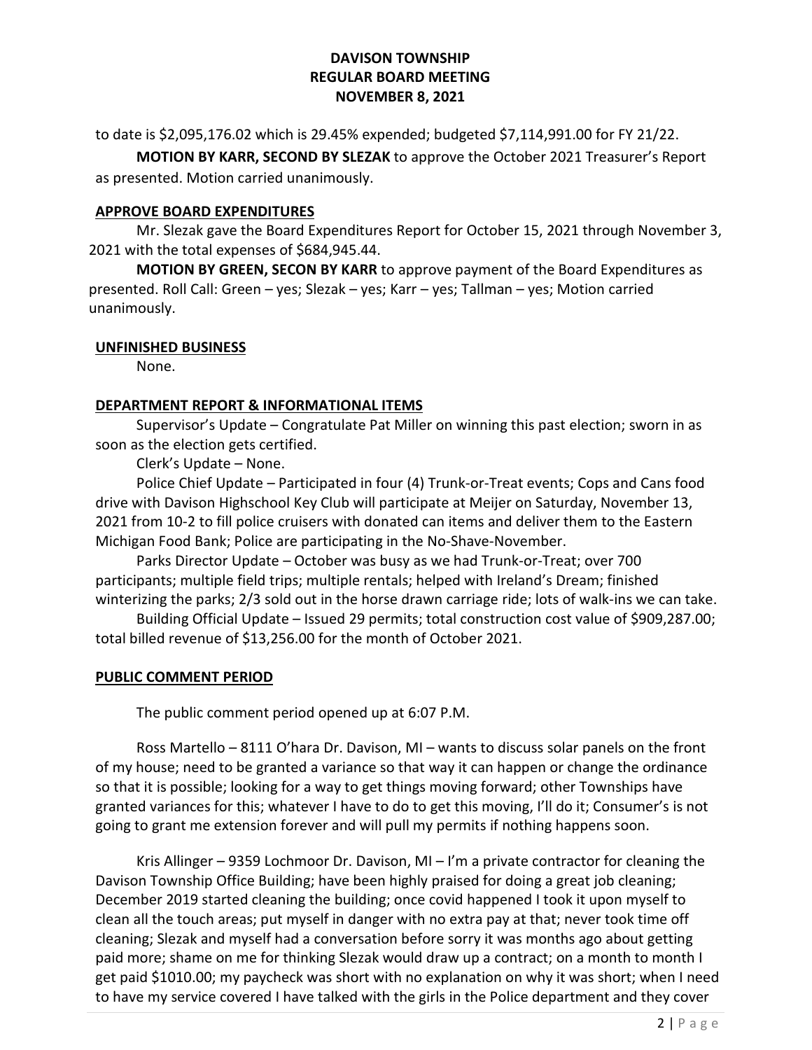to date is $2,095,176.02 which is 29.45% expended; budgeted $7,114,991.00 for FY 21/22.

**MOTION BY KARR, SECOND BY SLEZAK** to approve the October 2021 Treasurer's Report as presented. Motion carried unanimously.

**APPROVE BOARD EXPENDITURES**

Mr. Slezak gave the Board Expenditures Report for October 15, 2021 through November 3, 2021 with the total expenses of $684,945.44.

**MOTION BY GREEN, SECON BY KARR** to approve payment of the Board Expenditures as presented. Roll Call: Green – yes; Slezak – yes; Karr – yes; Tallman – yes; Motion carried unanimously.

**UNFINISHED BUSINESS**

None.

**DEPARTMENT REPORT & INFORMATIONAL ITEMS**

Supervisor's Update – Congratulate Pat Miller on winning this past election; sworn in as soon as the election gets certified.

Clerk's Update – None.

Police Chief Update – Participated in four (4) Trunk-or-Treat events; Cops and Cans food drive with Davison Highschool Key Club will participate at Meijer on Saturday, November 13, 2021 from 10-2 to fill police cruisers with donated can items and deliver them to the Eastern Michigan Food Bank; Police are participating in the No-Shave-November.

Parks Director Update – October was busy as we had Trunk-or-Treat; over 700 participants; multiple field trips; multiple rentals; helped with Ireland's Dream; finished winterizing the parks; 2/3 sold out in the horse drawn carriage ride; lots of walk-ins we can take.

Building Official Update – Issued 29 permits; total construction cost value of $909,287.00; total billed revenue of $13,256.00 for the month of October 2021.

**PUBLIC COMMENT PERIOD**

The public comment period opened up at 6:07 P.M.

Ross Martello – 8111 O'hara Dr. Davison, MI – wants to discuss solar panels on the front of my house; need to be granted a variance so that way it can happen or change the ordinance so that it is possible; looking for a way to get things moving forward; other Townships have granted variances for this; whatever I have to do to get this moving, I'll do it; Consumer's is not going to grant me extension forever and will pull my permits if nothing happens soon.

Kris Allinger – 9359 Lochmoor Dr. Davison, MI – I'm a private contractor for cleaning the Davison Township Office Building; have been highly praised for doing a great job cleaning; December 2019 started cleaning the building; once covid happened I took it upon myself to clean all the touch areas; put myself in danger with no extra pay at that; never took time off cleaning; Slezak and myself had a conversation before sorry it was months ago about getting paid more; shame on me for thinking Slezak would draw up a contract; on a month to month I get paid $1010.00; my paycheck was short with no explanation on why it was short; when I need to have my service covered I have talked with the girls in the Police department and they cover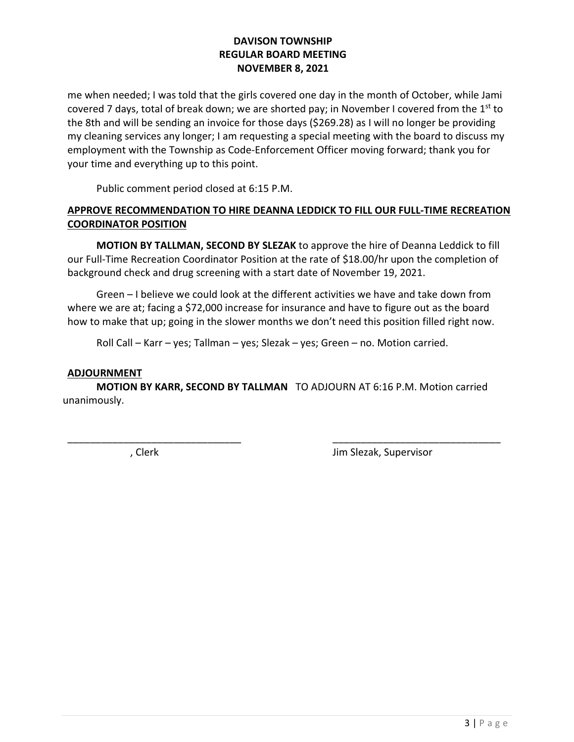me when needed; I was told that the girls covered one day in the month of October, while Jami covered 7 days, total of break down; we are shorted pay; in November I covered from the 1st to the 8th and will be sending an invoice for those days ($269.28) as I will no longer be providing my cleaning services any longer; I am requesting a special meeting with the board to discuss my employment with the Township as Code-Enforcement Officer moving forward; thank you for your time and everything up to this point.

Public comment period closed at 6:15 P.M.

**APPROVE RECOMMENDATION TO HIRE DEANNA LEDDICK TO FILL OUR FULL-TIME RECREATION COORDINATOR POSITION**

**MOTION BY TALLMAN, SECOND BY SLEZAK** to approve the hire of Deanna Leddick to fill our Full-Time Recreation Coordinator Position at the rate of $18.00/hr upon the completion of background check and drug screening with a start date of November 19, 2021.

Green – I believe we could look at the different activities we have and take down from where we are at; facing a $72,000 increase for insurance and have to figure out as the board how to make that up; going in the slower months we don't need this position filled right now.

Roll Call – Karr – yes; Tallman – yes; Slezak – yes; Green – no. Motion carried.

**ADJOURNMENT**

**MOTION BY KARR, SECOND BY TALLMAN** TO ADJOURN AT 6:16 P.M. Motion carried unanimously.

\_\_\_\_\_\_\_\_\_\_\_\_\_\_\_\_\_\_\_\_\_\_\_\_\_\_\_\_\_\_\_\_ , Clerk

\_\_\_\_\_\_\_\_\_\_\_\_\_\_\_\_\_\_\_\_\_\_\_\_\_\_\_\_\_\_\_\_ Jim Slezak, Supervisor